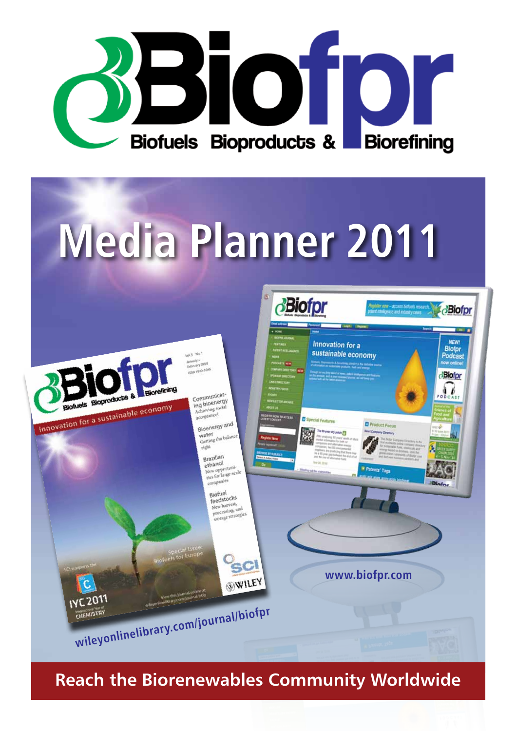# Biofpr

Biofuels Bioproducts & Biorefining

# Media Planner 2011

www.biofpr.com

wileyonlinelibrary.com/journal/biofpr

## Reach the Biorenewables Community Worldwide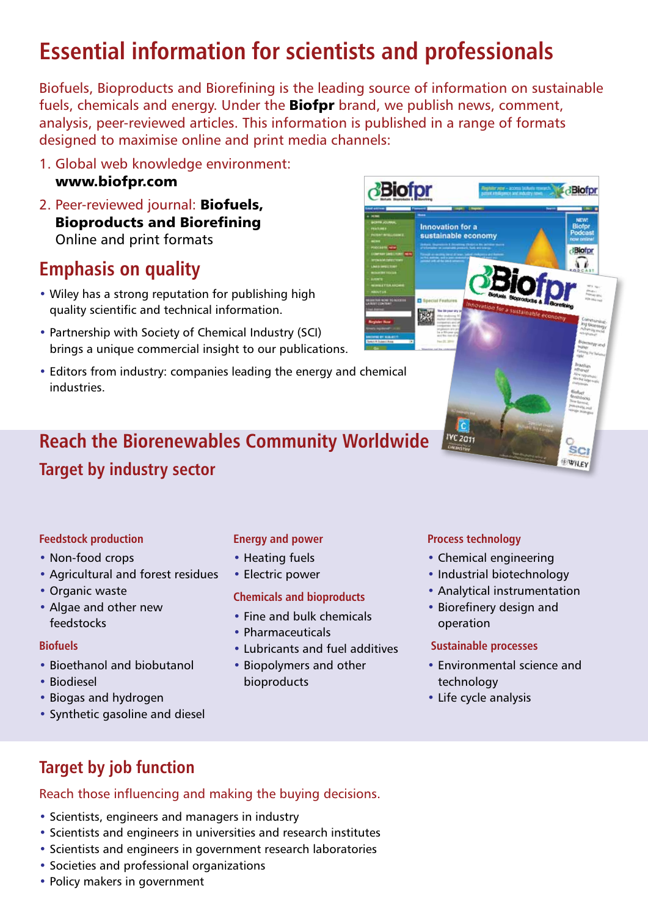# Essential information for scientists and professionals

Biofuels, Bioproducts and Biorefining is the leading source of information on sustainable fuels, chemicals and energy. Under the **Biofpr** brand, we publish news, comment, analysis, peer-reviewed articles. This information is published in a range of formats designed to maximise online and print media channels:

1. Global web knowledge environment: **www.biofpr.com**
2. Peer-reviewed journal: **Biofuels, Bioproducts and Biorefining** Online and print formats

## Emphasis on quality

- Wiley has a strong reputation for publishing high quality scientific and technical information.
- Partnership with Society of Chemical Industry (SCI) brings a unique commercial insight to our publications.
- Editors from industry: companies leading the energy and chemical industries.

## Reach the Biorenewables Community Worldwide

### Target by industry sector

#### Feedstock production

- Non-food crops
- Agricultural and forest residues
- Organic waste
- Algae and other new feedstocks

#### Biofuels

- Bioethanol and biobutanol
- Biodiesel
- Biogas and hydrogen
- Synthetic gasoline and diesel

#### Energy and power

- Heating fuels
- Electric power

#### Chemicals and bioproducts

- Fine and bulk chemicals
- Pharmaceuticals
- Lubricants and fuel additives
- Biopolymers and other bioproducts

#### Process technology

- Chemical engineering
- Industrial biotechnology
- Analytical instrumentation
- Biorefinery design and operation

#### Sustainable processes

- Environmental science and technology
- Life cycle analysis

### Target by job function

Reach those influencing and making the buying decisions.

- Scientists, engineers and managers in industry
- Scientists and engineers in universities and research institutes
- Scientists and engineers in government research laboratories
- Societies and professional organizations
- Policy makers in government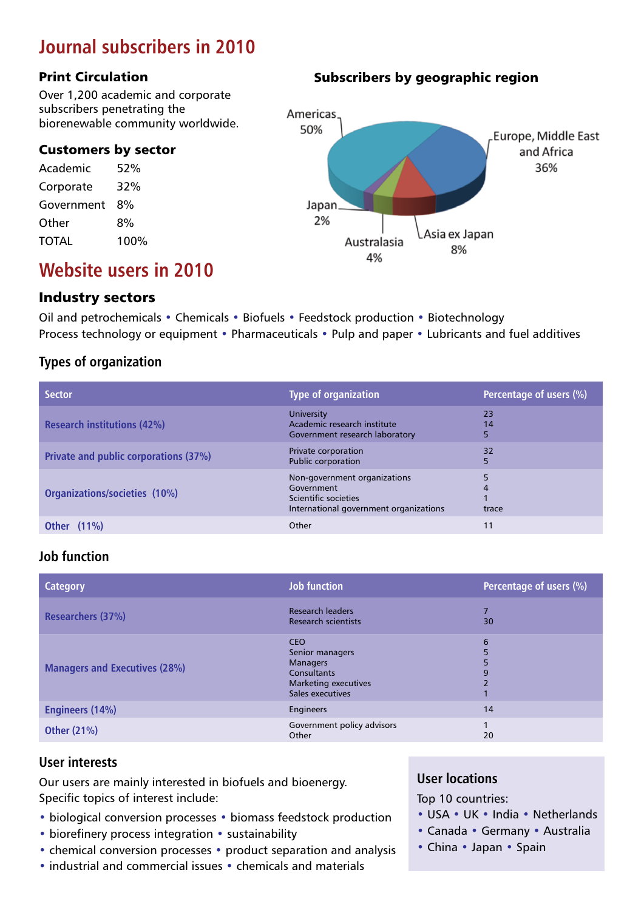# Journal subscribers in 2010

### Print Circulation

Over 1,200 academic and corporate subscribers penetrating the biorenewable community worldwide.

### Customers by sector

| | |
|---|---|
| Academic | 52% |
| Corporate | 32% |
| Government | 8% |
| Other | 8% |
| TOTAL | 100% |

### Subscribers by geographic region

Americas 50%
Europe, Middle East and Africa 36%
Asia ex Japan 8%
Australasia 4%
Japan 2%

# Website users in 2010

### Industry sectors

Oil and petrochemicals • Chemicals • Biofuels • Feedstock production • Biotechnology
Process technology or equipment • Pharmaceuticals • Pulp and paper • Lubricants and fuel additives

### Types of organization

| Sector | Type of organization | Percentage of users (%) |
|---|---|---|
| Research institutions (42%) | University<br>Academic research institute<br>Government research laboratory | 23<br>14<br>5 |
| Private and public corporations (37%) | Private corporation<br>Public corporation | 32<br>5 |
| Organizations/societies (10%) | Non-government organizations<br>Government<br>Scientific societies<br>International government organizations | 5<br>4<br>1<br>trace |
| Other (11%) | Other | 11 |

### Job function

| Category | Job function | Percentage of users (%) |
|---|---|---|
| Researchers (37%) | Research leaders<br>Research scientists | 7<br>30 |
| Managers and Executives (28%) | CEO<br>Senior managers<br>Managers<br>Consultants<br>Marketing executives<br>Sales executives | 6<br>5<br>5<br>9<br>2<br>1 |
| Engineers (14%) | Engineers | 14 |
| Other (21%) | Government policy advisors<br>Other | 1<br>20 |

### User interests

Our users are mainly interested in biofuels and bioenergy.
Specific topics of interest include:

- biological conversion processes • biomass feedstock production
- biorefinery process integration • sustainability
- chemical conversion processes • product separation and analysis
- industrial and commercial issues • chemicals and materials

### User locations

Top 10 countries:

- USA • UK • India • Netherlands
- Canada • Germany • Australia
- China • Japan • Spain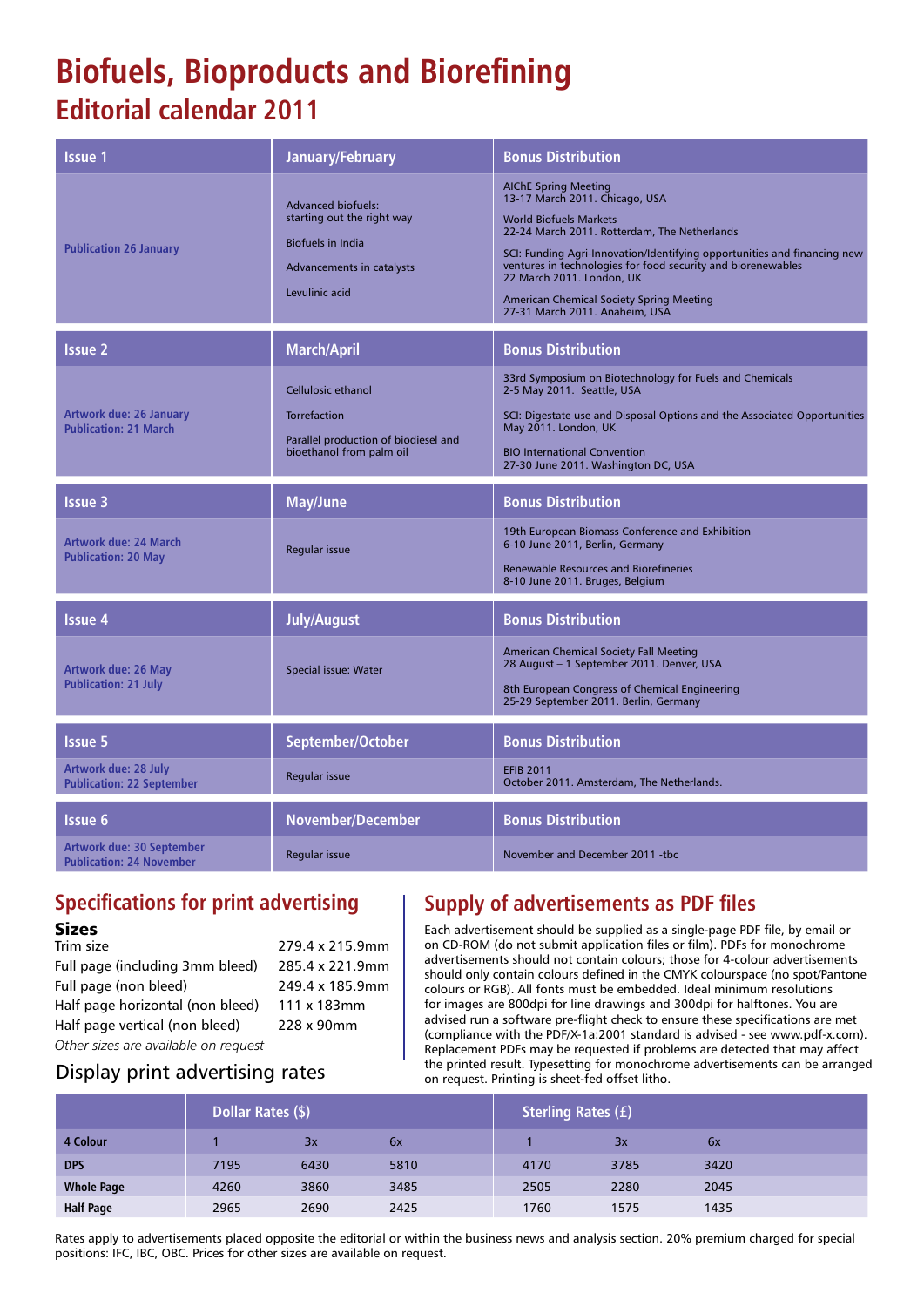# Biofuels, Bioproducts and Biorefining

## Editorial calendar 2011

| Issue 1 | January/February | Bonus Distribution |
|---|---|---|
| Publication 26 January | Advanced biofuels: starting out the right way<br><br>Biofuels in India<br><br>Advancements in catalysts<br><br>Levulinic acid | AIChE Spring Meeting<br>13-17 March 2011. Chicago, USA<br><br>World Biofuels Markets<br>22-24 March 2011. Rotterdam, The Netherlands<br><br>SCI: Funding Agri-Innovation/Identifying opportunities and financing new ventures in technologies for food security and biorenewables<br>22 March 2011. London, UK<br><br>American Chemical Society Spring Meeting<br>27-31 March 2011. Anaheim, USA |

| Issue 2 | March/April | Bonus Distribution |
|---|---|---|
| Artwork due: 26 January<br>Publication: 21 March | Cellulosic ethanol<br><br>Torrefaction<br><br>Parallel production of biodiesel and bioethanol from palm oil | 33rd Symposium on Biotechnology for Fuels and Chemicals<br>2-5 May 2011. Seattle, USA<br><br>SCI: Digestate use and Disposal Options and the Associated Opportunities<br>May 2011. London, UK<br><br>BIO International Convention<br>27-30 June 2011. Washington DC, USA |

| Issue 3 | May/June | Bonus Distribution |
|---|---|---|
| Artwork due: 24 March<br>Publication: 20 May | Regular issue | 19th European Biomass Conference and Exhibition<br>6-10 June 2011, Berlin, Germany<br><br>Renewable Resources and Biorefineries<br>8-10 June 2011. Bruges, Belgium |

| Issue 4 | July/August | Bonus Distribution |
|---|---|---|
| Artwork due: 26 May<br>Publication: 21 July | Special issue: Water | American Chemical Society Fall Meeting<br>28 August – 1 September 2011. Denver, USA<br><br>8th European Congress of Chemical Engineering<br>25-29 September 2011. Berlin, Germany |

| Issue 5 | September/October | Bonus Distribution |
|---|---|---|
| Artwork due: 28 July<br>Publication: 22 September | Regular issue | EFIB 2011<br>October 2011. Amsterdam, The Netherlands. |

| Issue 6 | November/December | Bonus Distribution |
|---|---|---|
| Artwork due: 30 September<br>Publication: 24 November | Regular issue | November and December 2011 -tbc |

## Specifications for print advertising

### Sizes

| | |
|---|---|
| Trim size | 279.4 x 215.9mm |
| Full page (including 3mm bleed) | 285.4 x 221.9mm |
| Full page (non bleed) | 249.4 x 185.9mm |
| Half page horizontal (non bleed) | 111 x 183mm |
| Half page vertical (non bleed) | 228 x 90mm |

*Other sizes are available on request*

## Supply of advertisements as PDF files

Each advertisement should be supplied as a single-page PDF file, by email or on CD-ROM (do not submit application files or film). PDFs for monochrome advertisements should not contain colours; those for 4-colour advertisements should only contain colours defined in the CMYK colourspace (no spot/Pantone colours or RGB). All fonts must be embedded. Ideal minimum resolutions for images are 800dpi for line drawings and 300dpi for halftones. You are advised run a software pre-flight check to ensure these specifications are met (compliance with the PDF/X-1a:2001 standard is advised - see www.pdf-x.com). Replacement PDFs may be requested if problems are detected that may affect the printed result. Typesetting for monochrome advertisements can be arranged on request. Printing is sheet-fed offset litho.

### Display print advertising rates

| | Dollar Rates ($) | | | Sterling Rates (£) | | |
|---|---|---|---|---|---|---|
| **4 Colour** | 1 | 3x | 6x | 1 | 3x | 6x |
| **DPS** | 7195 | 6430 | 5810 | 4170 | 3785 | 3420 |
| **Whole Page** | 4260 | 3860 | 3485 | 2505 | 2280 | 2045 |
| **Half Page** | 2965 | 2690 | 2425 | 1760 | 1575 | 1435 |

Rates apply to advertisements placed opposite the editorial or within the business news and analysis section. 20% premium charged for special positions: IFC, IBC, OBC. Prices for other sizes are available on request.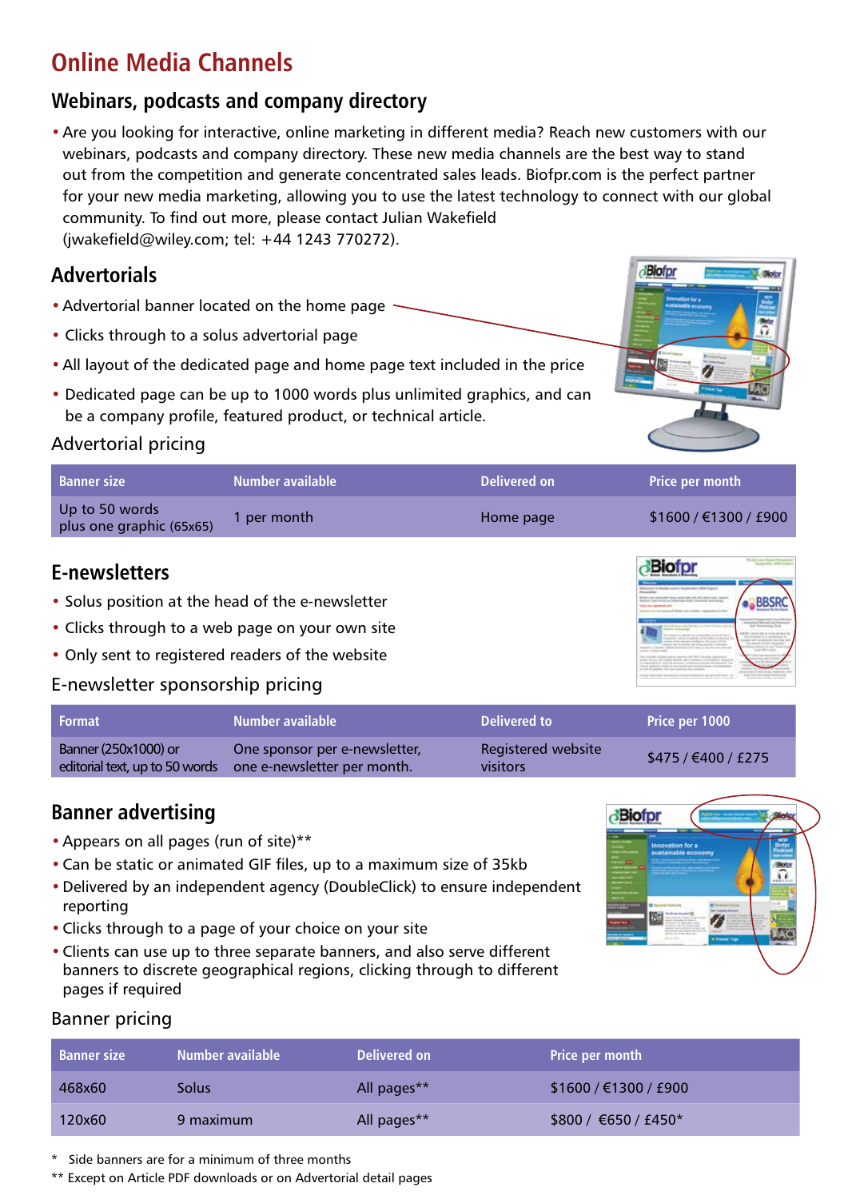# Online Media Channels

## Webinars, podcasts and company directory

- Are you looking for interactive, online marketing in different media? Reach new customers with our webinars, podcasts and company directory. These new media channels are the best way to stand out from the competition and generate concentrated sales leads. Biofpr.com is the perfect partner for your new media marketing, allowing you to use the latest technology to connect with our global community. To find out more, please contact Julian Wakefield (jwakefield@wiley.com; tel: +44 1243 770272).

## Advertorials

- Advertorial banner located on the home page
- Clicks through to a solus advertorial page
- All layout of the dedicated page and home page text included in the price
- Dedicated page can be up to 1000 words plus unlimited graphics, and can be a company profile, featured product, or technical article.

### Advertorial pricing

| Banner size | Number available | Delivered on | Price per month |
|---|---|---|---|
| Up to 50 words plus one graphic (65x65) | 1 per month | Home page | $1600 / €1300 / £900 |

## E-newsletters

- Solus position at the head of the e-newsletter
- Clicks through to a web page on your own site
- Only sent to registered readers of the website

### E-newsletter sponsorship pricing

| Format | Number available | Delivered to | Price per 1000 |
|---|---|---|---|
| Banner (250x1000) or editorial text, up to 50 words | One sponsor per e-newsletter, one e-newsletter per month. | Registered website visitors | $475 / €400 / £275 |

## Banner advertising

- Appears on all pages (run of site)**
- Can be static or animated GIF files, up to a maximum size of 35kb
- Delivered by an independent agency (DoubleClick) to ensure independent reporting
- Clicks through to a page of your choice on your site
- Clients can use up to three separate banners, and also serve different banners to discrete geographical regions, clicking through to different pages if required

### Banner pricing

| Banner size | Number available | Delivered on | Price per month |
|---|---|---|---|
| 468x60 | Solus | All pages** | $1600 / €1300 / £900 |
| 120x60 | 9 maximum | All pages** | $800 / €650 / £450* |

\* Side banners are for a minimum of three months

** Except on Article PDF downloads or on Advertorial detail pages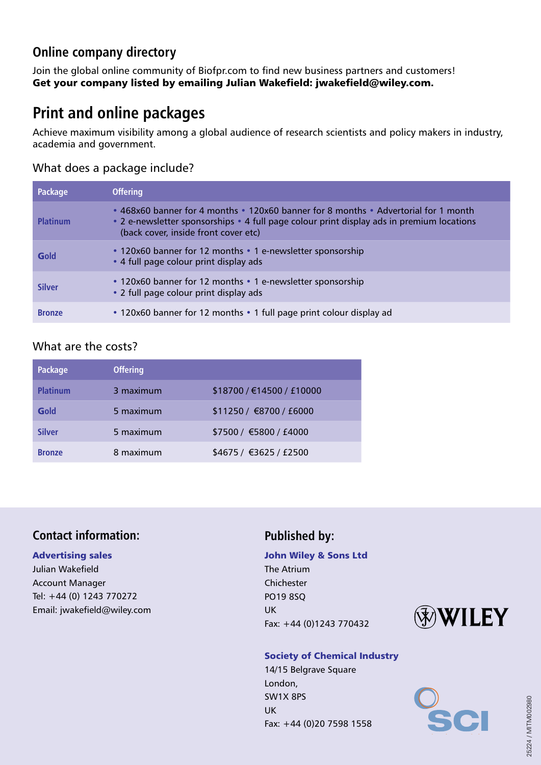## Online company directory

Join the global online community of Biofpr.com to find new business partners and customers!
**Get your company listed by emailing Julian Wakefield: jwakefield@wiley.com.**

# Print and online packages

Achieve maximum visibility among a global audience of research scientists and policy makers in industry, academia and government.

### What does a package include?

| Package | Offering |
|---|---|
| Platinum | • 468x60 banner for 4 months • 120x60 banner for 8 months • Advertorial for 1 month • 2 e-newsletter sponsorships • 4 full page colour print display ads in premium locations (back cover, inside front cover etc) |
| Gold | • 120x60 banner for 12 months • 1 e-newsletter sponsorship • 4 full page colour print display ads |
| Silver | • 120x60 banner for 12 months • 1 e-newsletter sponsorship • 2 full page colour print display ads |
| Bronze | • 120x60 banner for 12 months • 1 full page print colour display ad |

### What are the costs?

| Package | Offering | |
|---|---|---|
| Platinum | 3 maximum | $18700 / €14500 / £10000 |
| Gold | 5 maximum | $11250 / €8700 / £6000 |
| Silver | 5 maximum | $7500 / €5800 / £4000 |
| Bronze | 8 maximum | $4675 / €3625 / £2500 |

## Contact information:

**Advertising sales**
Julian Wakefield
Account Manager
Tel: +44 (0) 1243 770272
Email: jwakefield@wiley.com

## Published by:

**John Wiley & Sons Ltd**
The Atrium
Chichester
PO19 8SQ
UK
Fax: +44 (0)1243 770432

WILEY

**Society of Chemical Industry**
14/15 Belgrave Square
London,
SW1X 8PS
UK
Fax: +44 (0)20 7598 1558

SCI

25224 / MITM002980